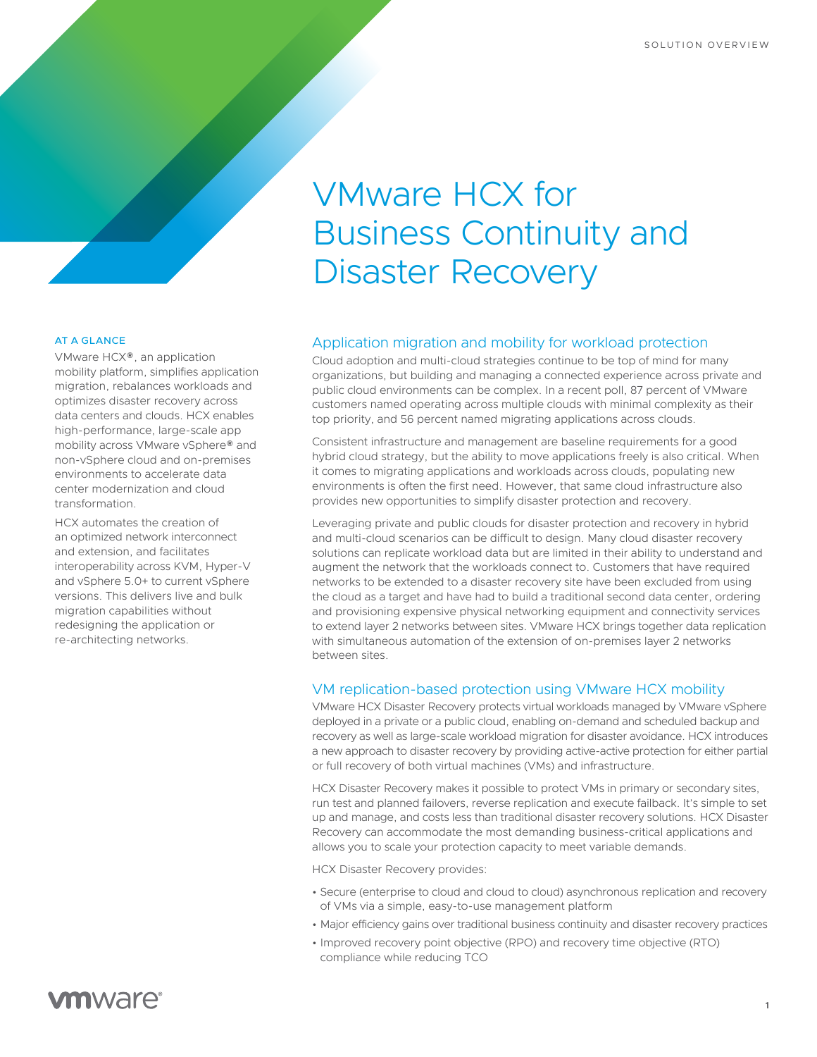SOLUTION OVERVIEW

# VMware HCX for Business Continuity and Disaster Recovery

**AT A GLANCE**

VMware HCX®, an application mobility platform, simplifies application migration, rebalances workloads and optimizes disaster recovery across data centers and clouds. HCX enables high-performance, large-scale app mobility across VMware vSphere® and non-vSphere cloud and on-premises environments to accelerate data center modernization and cloud transformation.

HCX automates the creation of an optimized network interconnect and extension, and facilitates interoperability across KVM, Hyper-V and vSphere 5.0+ to current vSphere versions. This delivers live and bulk migration capabilities without redesigning the application or re-architecting networks.

## Application migration and mobility for workload protection

Cloud adoption and multi-cloud strategies continue to be top of mind for many organizations, but building and managing a connected experience across private and public cloud environments can be complex. In a recent poll, 87 percent of VMware customers named operating across multiple clouds with minimal complexity as their top priority, and 56 percent named migrating applications across clouds.

Consistent infrastructure and management are baseline requirements for a good hybrid cloud strategy, but the ability to move applications freely is also critical. When it comes to migrating applications and workloads across clouds, populating new environments is often the first need. However, that same cloud infrastructure also provides new opportunities to simplify disaster protection and recovery.

Leveraging private and public clouds for disaster protection and recovery in hybrid and multi-cloud scenarios can be difficult to design. Many cloud disaster recovery solutions can replicate workload data but are limited in their ability to understand and augment the network that the workloads connect to. Customers that have required networks to be extended to a disaster recovery site have been excluded from using the cloud as a target and have had to build a traditional second data center, ordering and provisioning expensive physical networking equipment and connectivity services to extend layer 2 networks between sites. VMware HCX brings together data replication with simultaneous automation of the extension of on-premises layer 2 networks between sites.

## VM replication-based protection using VMware HCX mobility

VMware HCX Disaster Recovery protects virtual workloads managed by VMware vSphere deployed in a private or a public cloud, enabling on-demand and scheduled backup and recovery as well as large-scale workload migration for disaster avoidance. HCX introduces a new approach to disaster recovery by providing active-active protection for either partial or full recovery of both virtual machines (VMs) and infrastructure.

HCX Disaster Recovery makes it possible to protect VMs in primary or secondary sites, run test and planned failovers, reverse replication and execute failback. It's simple to set up and manage, and costs less than traditional disaster recovery solutions. HCX Disaster Recovery can accommodate the most demanding business-critical applications and allows you to scale your protection capacity to meet variable demands.

HCX Disaster Recovery provides:

- Secure (enterprise to cloud and cloud to cloud) asynchronous replication and recovery of VMs via a simple, easy-to-use management platform
- Major efficiency gains over traditional business continuity and disaster recovery practices
- Improved recovery point objective (RPO) and recovery time objective (RTO) compliance while reducing TCO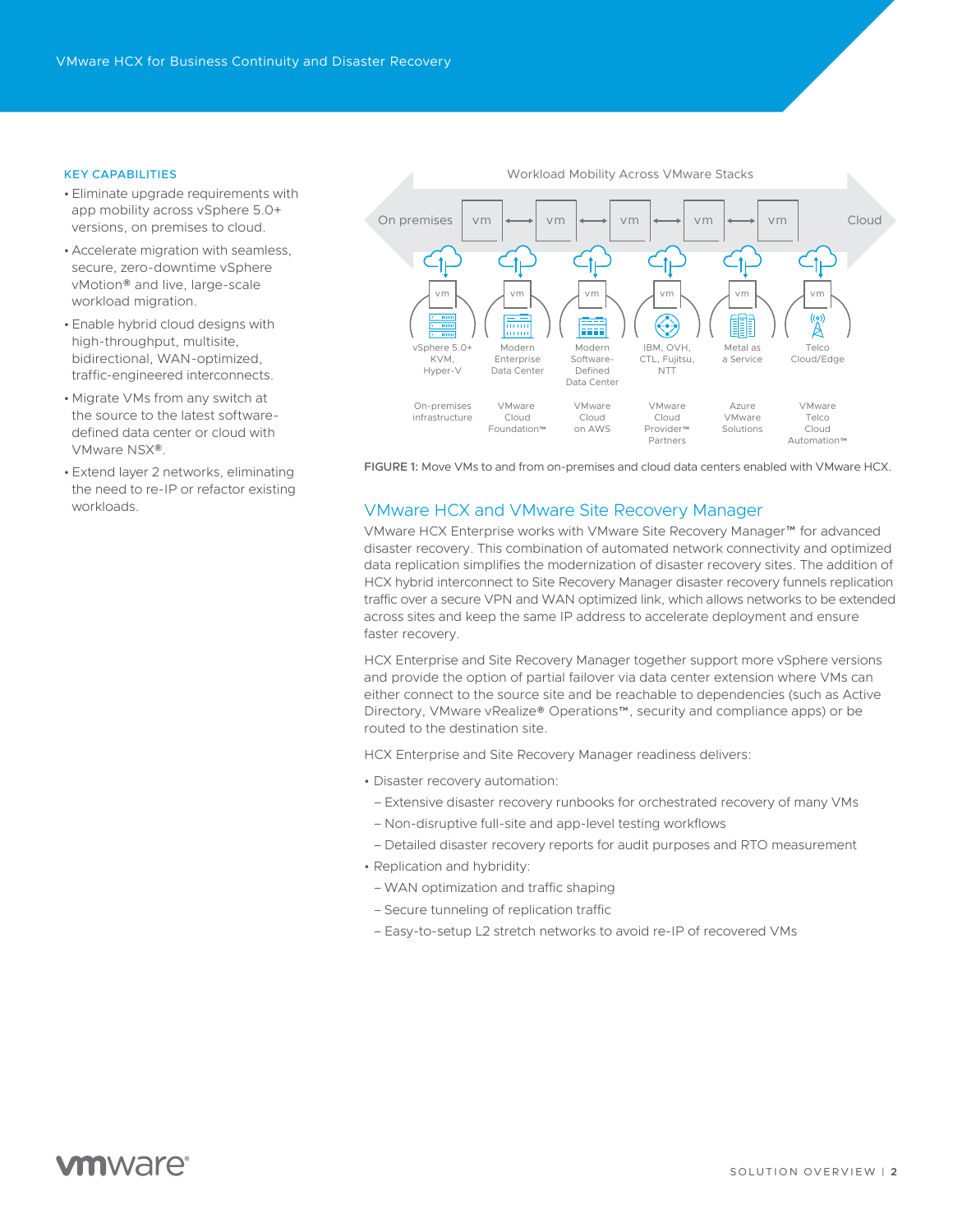## KEY CAPABILITIES

- Eliminate upgrade requirements with app mobility across vSphere 5.0+ versions, on premises to cloud.
- Accelerate migration with seamless, secure, zero-downtime vSphere vMotion® and live, large-scale workload migration.
- Enable hybrid cloud designs with high-throughput, multisite, bidirectional, WAN-optimized, traffic-engineered interconnects.
- Migrate VMs from any switch at the source to the latest software-defined data center or cloud with VMware NSX®.
- Extend layer 2 networks, eliminating the need to re-IP or refactor existing workloads.

FIGURE 1: Move VMs to and from on-premises and cloud data centers enabled with VMware HCX.

## VMware HCX and VMware Site Recovery Manager

VMware HCX Enterprise works with VMware Site Recovery Manager™ for advanced disaster recovery. This combination of automated network connectivity and optimized data replication simplifies the modernization of disaster recovery sites. The addition of HCX hybrid interconnect to Site Recovery Manager disaster recovery funnels replication traffic over a secure VPN and WAN optimized link, which allows networks to be extended across sites and keep the same IP address to accelerate deployment and ensure faster recovery.

HCX Enterprise and Site Recovery Manager together support more vSphere versions and provide the option of partial failover via data center extension where VMs can either connect to the source site and be reachable to dependencies (such as Active Directory, VMware vRealize® Operations™, security and compliance apps) or be routed to the destination site.

HCX Enterprise and Site Recovery Manager readiness delivers:

- Disaster recovery automation:
  - Extensive disaster recovery runbooks for orchestrated recovery of many VMs
  - Non-disruptive full-site and app-level testing workflows
  - Detailed disaster recovery reports for audit purposes and RTO measurement
- Replication and hybridity:
  - WAN optimization and traffic shaping
  - Secure tunneling of replication traffic
  - Easy-to-setup L2 stretch networks to avoid re-IP of recovered VMs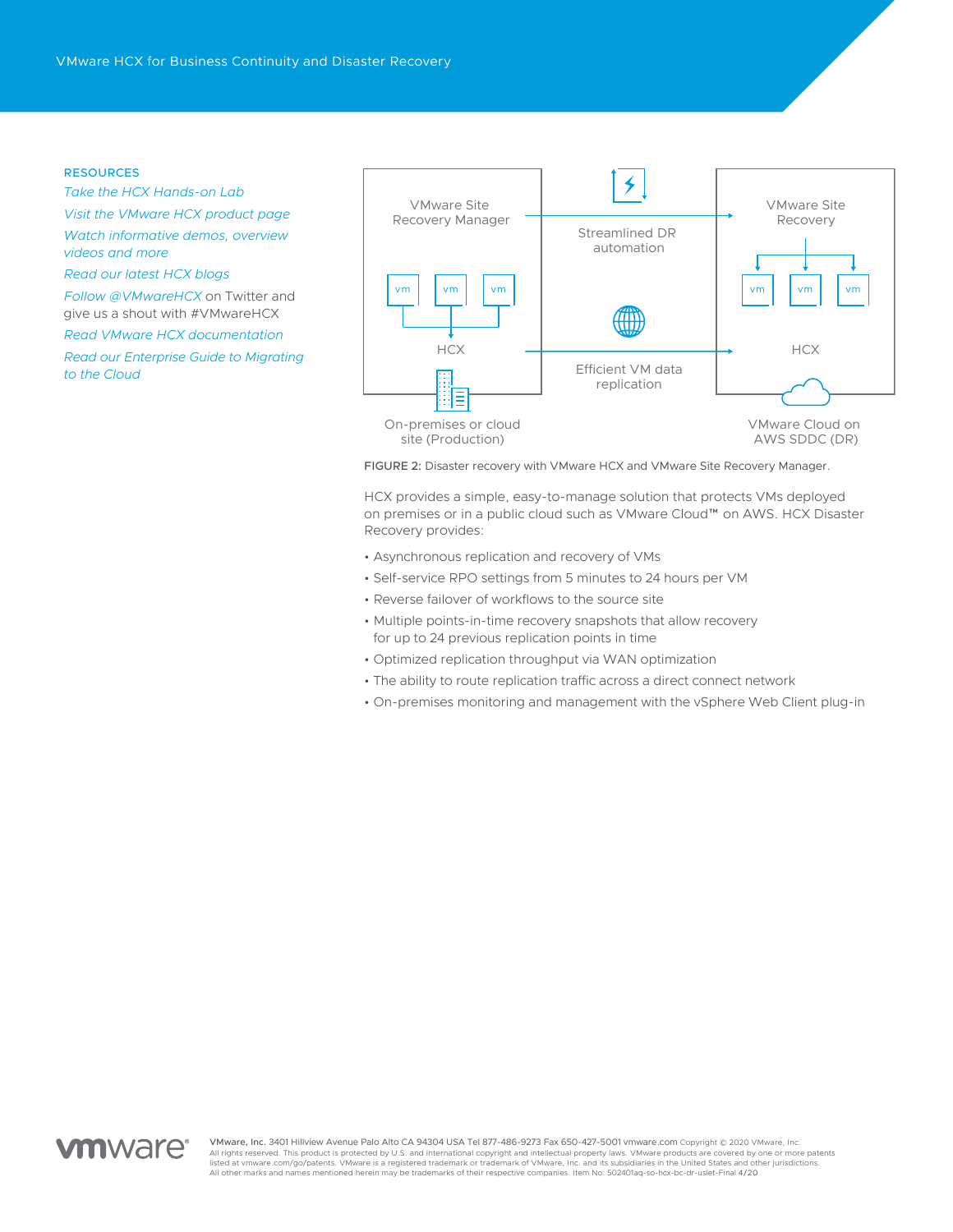RESOURCES

*Take the HCX Hands-on Lab*

*Visit the VMware HCX product page*

*Watch informative demos, overview videos and more*

*Read our latest HCX blogs*

*Follow @VMwareHCX* on Twitter and give us a shout with #VMwareHCX

*Read VMware HCX documentation*

*Read our Enterprise Guide to Migrating to the Cloud*

VMware Site Recovery Manager

vm vm vm

HCX

On-premises or cloud site (Production)

Streamlined DR automation

Efficient VM data replication

VMware Site Recovery

vm vm vm

HCX

VMware Cloud on AWS SDDC (DR)

FIGURE 2: Disaster recovery with VMware HCX and VMware Site Recovery Manager.

HCX provides a simple, easy-to-manage solution that protects VMs deployed on premises or in a public cloud such as VMware Cloud™ on AWS. HCX Disaster Recovery provides:

- Asynchronous replication and recovery of VMs
- Self-service RPO settings from 5 minutes to 24 hours per VM
- Reverse failover of workflows to the source site
- Multiple points-in-time recovery snapshots that allow recovery for up to 24 previous replication points in time
- Optimized replication throughput via WAN optimization
- The ability to route replication traffic across a direct connect network
- On-premises monitoring and management with the vSphere Web Client plug-in

VMware, Inc. 3401 Hillview Avenue Palo Alto CA 94304 USA Tel 877-486-9273 Fax 650-427-5001 vmware.com Copyright © 2020 VMware, Inc. All rights reserved. This product is protected by U.S. and international copyright and intellectual property laws. VMware products are covered by one or more patents listed at vmware.com/go/patents. VMware is a registered trademark or trademark of VMware, Inc. and its subsidiaries in the United States and other jurisdictions. All other marks and names mentioned herein may be trademarks of their respective companies. Item No: 502401aq-so-hcx-bc-dr-uslet-Final 4/20